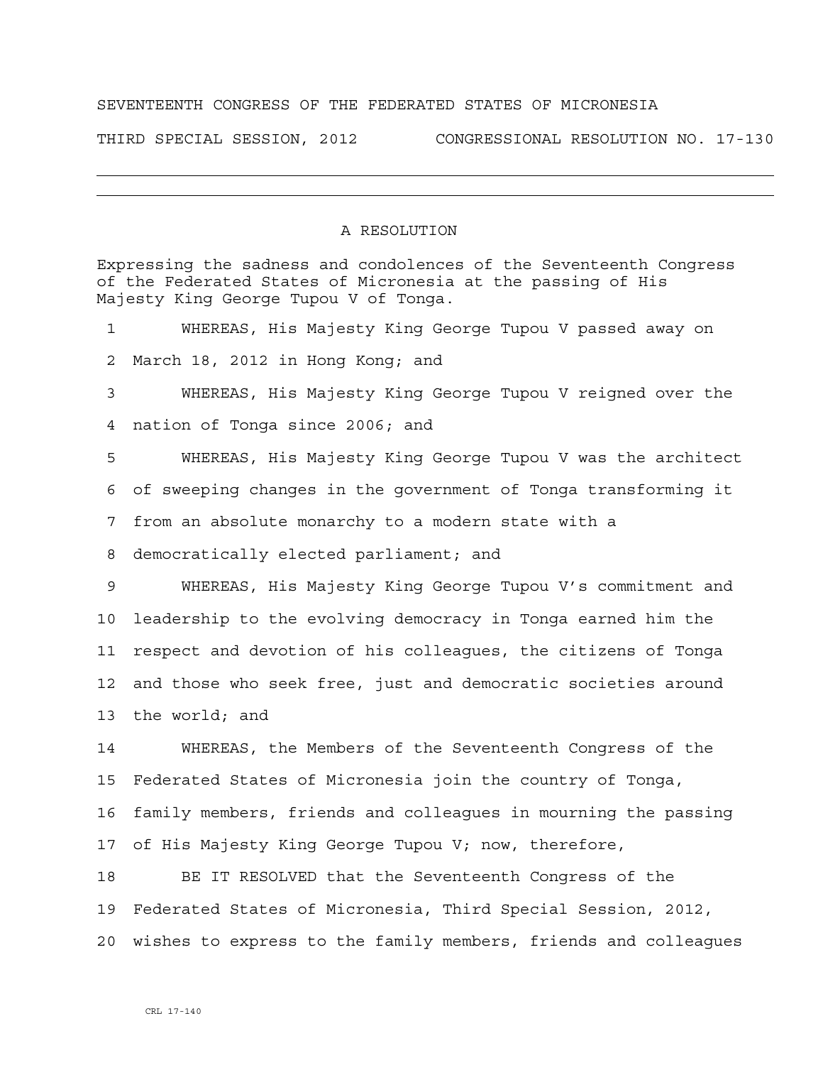SEVENTEENTH CONGRESS OF THE FEDERATED STATES OF MICRONESIA

THIRD SPECIAL SESSION, 2012 CONGRESSIONAL RESOLUTION NO. 17-130

---

# A RESOLUTION

Expressing the sadness and condolences of the Seventeenth Congress of the Federated States of Micronesia at the passing of His Majesty King George Tupou V of Tonga.

1 WHEREAS, His Majesty King George Tupou V passed away on
2 March 18, 2012 in Hong Kong; and
3 WHEREAS, His Majesty King George Tupou V reigned over the
4 nation of Tonga since 2006; and
5 WHEREAS, His Majesty King George Tupou V was the architect
6 of sweeping changes in the government of Tonga transforming it
7 from an absolute monarchy to a modern state with a
8 democratically elected parliament; and
9 WHEREAS, His Majesty King George Tupou V's commitment and
10 leadership to the evolving democracy in Tonga earned him the
11 respect and devotion of his colleagues, the citizens of Tonga
12 and those who seek free, just and democratic societies around
13 the world; and
14 WHEREAS, the Members of the Seventeenth Congress of the
15 Federated States of Micronesia join the country of Tonga,
16 family members, friends and colleagues in mourning the passing
17 of His Majesty King George Tupou V; now, therefore,
18 BE IT RESOLVED that the Seventeenth Congress of the
19 Federated States of Micronesia, Third Special Session, 2012,
20 wishes to express to the family members, friends and colleagues

CRL 17-140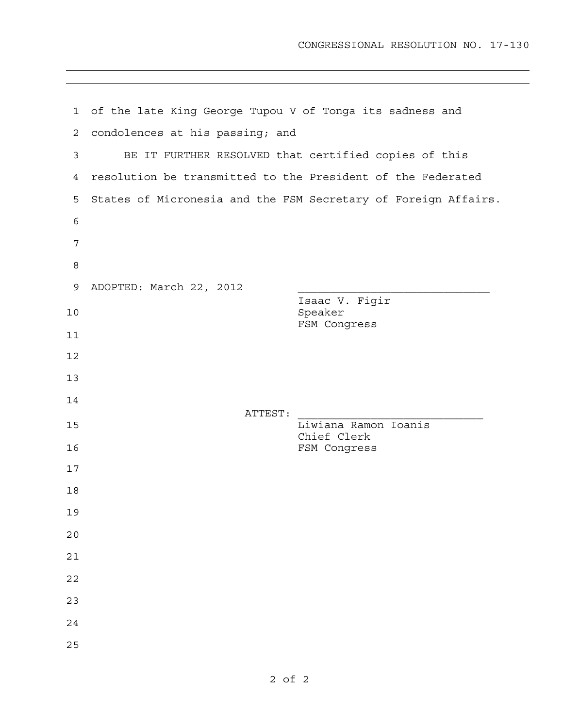of the late King George Tupou V of Tonga its sadness and condolences at his passing; and

BE IT FURTHER RESOLVED that certified copies of this resolution be transmitted to the President of the Federated States of Micronesia and the FSM Secretary of Foreign Affairs.

ADOPTED: March 22, 2012

\_\_\_\_\_\_\_\_\_\_\_\_\_\_\_\_\_\_\_\_\_\_\_\_\_\_\_\_\_\_
Isaac V. Figir
Speaker
FSM Congress

ATTEST: \_\_\_\_\_\_\_\_\_\_\_\_\_\_\_\_\_\_\_\_\_\_\_\_\_\_\_\_\_\_
Liwiana Ramon Ioanis
Chief Clerk
FSM Congress